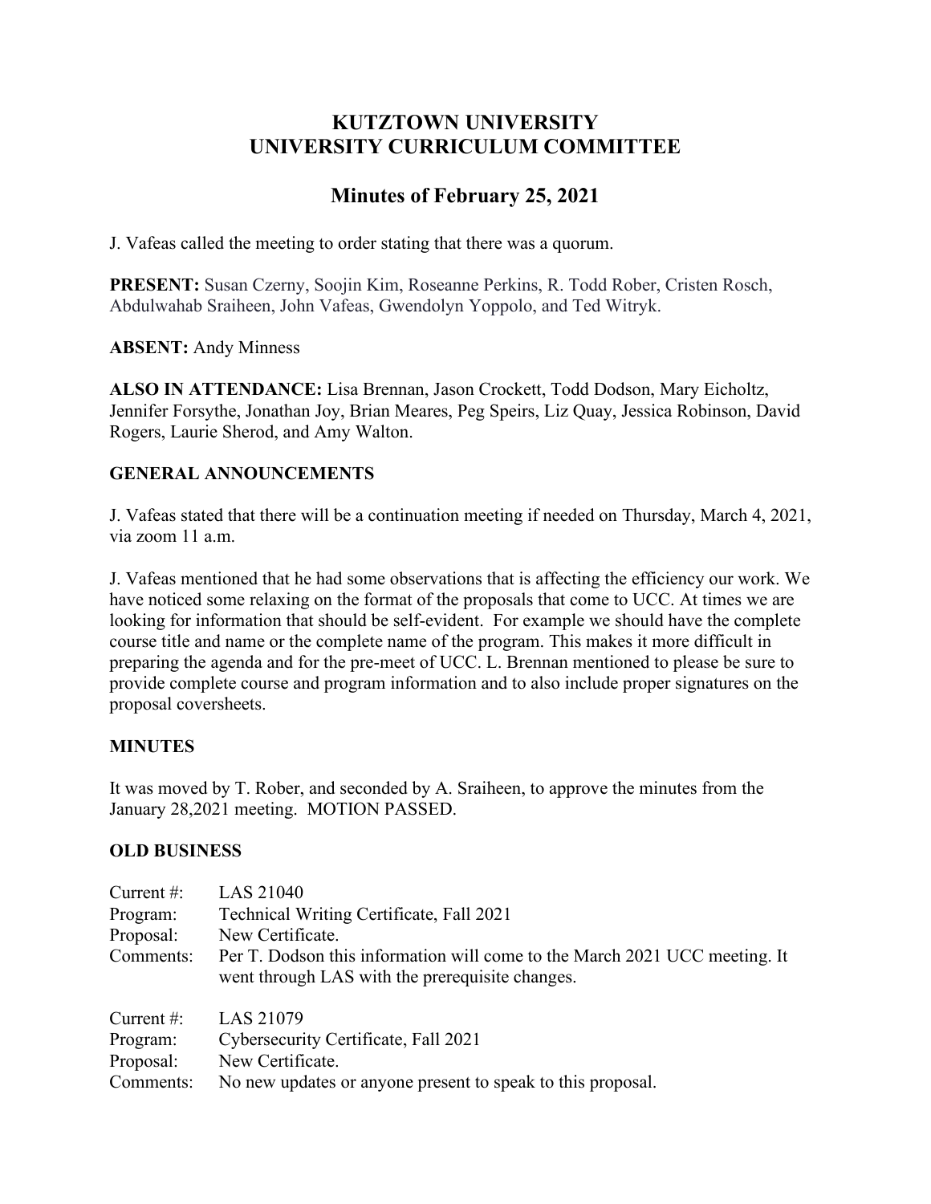# KUTZTOWN UNIVERSITY
# UNIVERSITY CURRICULUM COMMITTEE

## Minutes of February 25, 2021

J. Vafeas called the meeting to order stating that there was a quorum.

**PRESENT:** Susan Czerny, Soojin Kim, Roseanne Perkins, R. Todd Rober, Cristen Rosch, Abdulwahab Sraiheen, John Vafeas, Gwendolyn Yoppolo, and Ted Witryk.

**ABSENT:** Andy Minness

**ALSO IN ATTENDANCE:** Lisa Brennan, Jason Crockett, Todd Dodson, Mary Eicholtz, Jennifer Forsythe, Jonathan Joy, Brian Meares, Peg Speirs, Liz Quay, Jessica Robinson, David Rogers, Laurie Sherod, and Amy Walton.

### GENERAL ANNOUNCEMENTS

J. Vafeas stated that there will be a continuation meeting if needed on Thursday, March 4, 2021, via zoom 11 a.m.

J. Vafeas mentioned that he had some observations that is affecting the efficiency our work. We have noticed some relaxing on the format of the proposals that come to UCC. At times we are looking for information that should be self-evident. For example we should have the complete course title and name or the complete name of the program. This makes it more difficult in preparing the agenda and for the pre-meet of UCC. L. Brennan mentioned to please be sure to provide complete course and program information and to also include proper signatures on the proposal coversheets.

### MINUTES

It was moved by T. Rober, and seconded by A. Sraiheen, to approve the minutes from the January 28,2021 meeting. MOTION PASSED.

### OLD BUSINESS

| | |
|---|---|
| Current #: | LAS 21040 |
| Program: | Technical Writing Certificate, Fall 2021 |
| Proposal: | New Certificate. |
| Comments: | Per T. Dodson this information will come to the March 2021 UCC meeting. It went through LAS with the prerequisite changes. |

| | |
|---|---|
| Current #: | LAS 21079 |
| Program: | Cybersecurity Certificate, Fall 2021 |
| Proposal: | New Certificate. |
| Comments: | No new updates or anyone present to speak to this proposal. |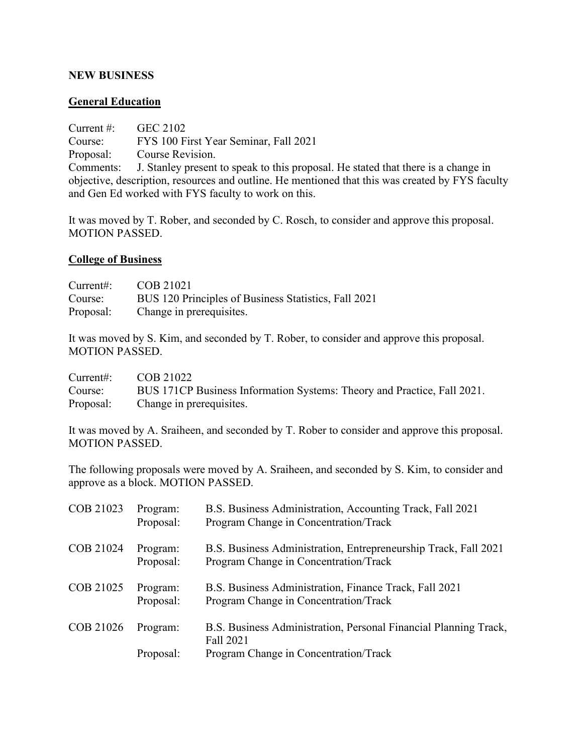**NEW BUSINESS**

**General Education**

Current #: GEC 2102
Course: FYS 100 First Year Seminar, Fall 2021
Proposal: Course Revision.
Comments: J. Stanley present to speak to this proposal. He stated that there is a change in objective, description, resources and outline. He mentioned that this was created by FYS faculty and Gen Ed worked with FYS faculty to work on this.

It was moved by T. Rober, and seconded by C. Rosch, to consider and approve this proposal. MOTION PASSED.

**College of Business**

Current#: COB 21021
Course: BUS 120 Principles of Business Statistics, Fall 2021
Proposal: Change in prerequisites.

It was moved by S. Kim, and seconded by T. Rober, to consider and approve this proposal. MOTION PASSED.

Current#: COB 21022
Course: BUS 171CP Business Information Systems: Theory and Practice, Fall 2021.
Proposal: Change in prerequisites.

It was moved by A. Sraiheen, and seconded by T. Rober to consider and approve this proposal. MOTION PASSED.

The following proposals were moved by A. Sraiheen, and seconded by S. Kim, to consider and approve as a block. MOTION PASSED.

| | | |
|---|---|---|
| COB 21023 | Program: | B.S. Business Administration, Accounting Track, Fall 2021 |
| | Proposal: | Program Change in Concentration/Track |
| COB 21024 | Program: | B.S. Business Administration, Entrepreneurship Track, Fall 2021 |
| | Proposal: | Program Change in Concentration/Track |
| COB 21025 | Program: | B.S. Business Administration, Finance Track, Fall 2021 |
| | Proposal: | Program Change in Concentration/Track |
| COB 21026 | Program: | B.S. Business Administration, Personal Financial Planning Track, Fall 2021 |
| | Proposal: | Program Change in Concentration/Track |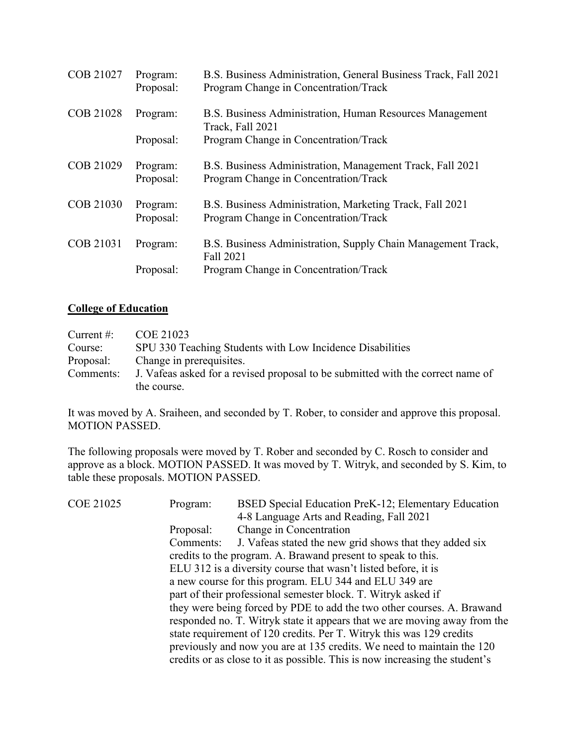| | | |
|---|---|---|
| COB 21027 | Program: | B.S. Business Administration, General Business Track, Fall 2021 |
| | Proposal: | Program Change in Concentration/Track |
| COB 21028 | Program: | B.S. Business Administration, Human Resources Management Track, Fall 2021 |
| | Proposal: | Program Change in Concentration/Track |
| COB 21029 | Program: | B.S. Business Administration, Management Track, Fall 2021 |
| | Proposal: | Program Change in Concentration/Track |
| COB 21030 | Program: | B.S. Business Administration, Marketing Track, Fall 2021 |
| | Proposal: | Program Change in Concentration/Track |
| COB 21031 | Program: | B.S. Business Administration, Supply Chain Management Track, Fall 2021 |
| | Proposal: | Program Change in Concentration/Track |

**College of Education**

Current #: COE 21023
Course: SPU 330 Teaching Students with Low Incidence Disabilities
Proposal: Change in prerequisites.
Comments: J. Vafeas asked for a revised proposal to be submitted with the correct name of the course.

It was moved by A. Sraiheen, and seconded by T. Rober, to consider and approve this proposal. MOTION PASSED.

The following proposals were moved by T. Rober and seconded by C. Rosch to consider and approve as a block. MOTION PASSED. It was moved by T. Witryk, and seconded by S. Kim, to table these proposals. MOTION PASSED.

COE 21025
Program: BSED Special Education PreK-12; Elementary Education 4-8 Language Arts and Reading, Fall 2021
Proposal: Change in Concentration
Comments: J. Vafeas stated the new grid shows that they added six credits to the program. A. Brawand present to speak to this. ELU 312 is a diversity course that wasn't listed before, it is a new course for this program. ELU 344 and ELU 349 are part of their professional semester block. T. Witryk asked if they were being forced by PDE to add the two other courses. A. Brawand responded no. T. Witryk state it appears that we are moving away from the state requirement of 120 credits. Per T. Witryk this was 129 credits previously and now you are at 135 credits. We need to maintain the 120 credits or as close to it as possible. This is now increasing the student's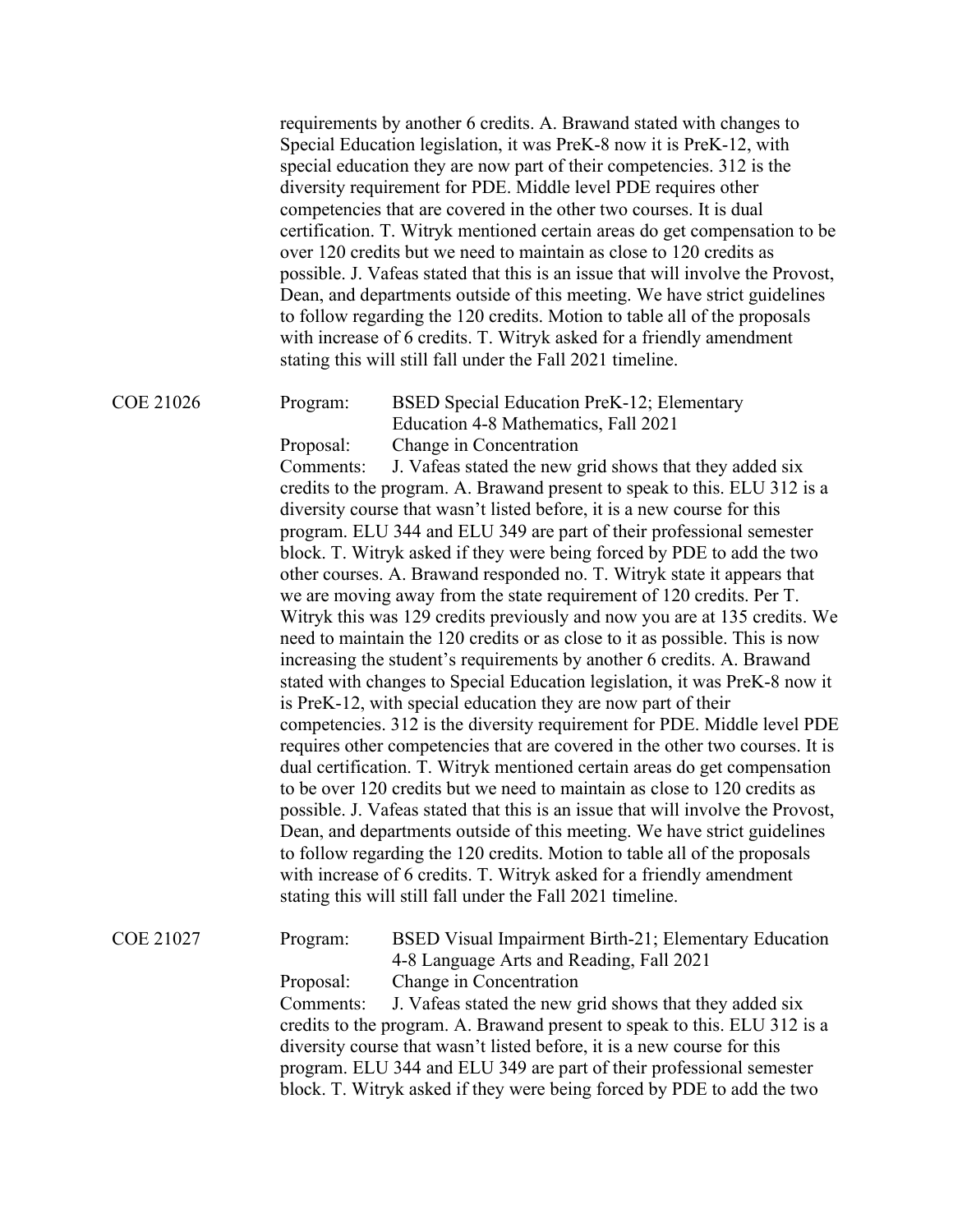requirements by another 6 credits. A. Brawand stated with changes to Special Education legislation, it was PreK-8 now it is PreK-12, with special education they are now part of their competencies. 312 is the diversity requirement for PDE. Middle level PDE requires other competencies that are covered in the other two courses. It is dual certification. T. Witryk mentioned certain areas do get compensation to be over 120 credits but we need to maintain as close to 120 credits as possible. J. Vafeas stated that this is an issue that will involve the Provost, Dean, and departments outside of this meeting. We have strict guidelines to follow regarding the 120 credits. Motion to table all of the proposals with increase of 6 credits. T. Witryk asked for a friendly amendment stating this will still fall under the Fall 2021 timeline.

COE 21026

Program: BSED Special Education PreK-12; Elementary Education 4-8 Mathematics, Fall 2021

Proposal: Change in Concentration

Comments: J. Vafeas stated the new grid shows that they added six credits to the program. A. Brawand present to speak to this. ELU 312 is a diversity course that wasn't listed before, it is a new course for this program. ELU 344 and ELU 349 are part of their professional semester block. T. Witryk asked if they were being forced by PDE to add the two other courses. A. Brawand responded no. T. Witryk state it appears that we are moving away from the state requirement of 120 credits. Per T. Witryk this was 129 credits previously and now you are at 135 credits. We need to maintain the 120 credits or as close to it as possible. This is now increasing the student's requirements by another 6 credits. A. Brawand stated with changes to Special Education legislation, it was PreK-8 now it is PreK-12, with special education they are now part of their competencies. 312 is the diversity requirement for PDE. Middle level PDE requires other competencies that are covered in the other two courses. It is dual certification. T. Witryk mentioned certain areas do get compensation to be over 120 credits but we need to maintain as close to 120 credits as possible. J. Vafeas stated that this is an issue that will involve the Provost, Dean, and departments outside of this meeting. We have strict guidelines to follow regarding the 120 credits. Motion to table all of the proposals with increase of 6 credits. T. Witryk asked for a friendly amendment stating this will still fall under the Fall 2021 timeline.

COE 21027

Program: BSED Visual Impairment Birth-21; Elementary Education 4-8 Language Arts and Reading, Fall 2021

Proposal: Change in Concentration

Comments: J. Vafeas stated the new grid shows that they added six credits to the program. A. Brawand present to speak to this. ELU 312 is a diversity course that wasn't listed before, it is a new course for this program. ELU 344 and ELU 349 are part of their professional semester block. T. Witryk asked if they were being forced by PDE to add the two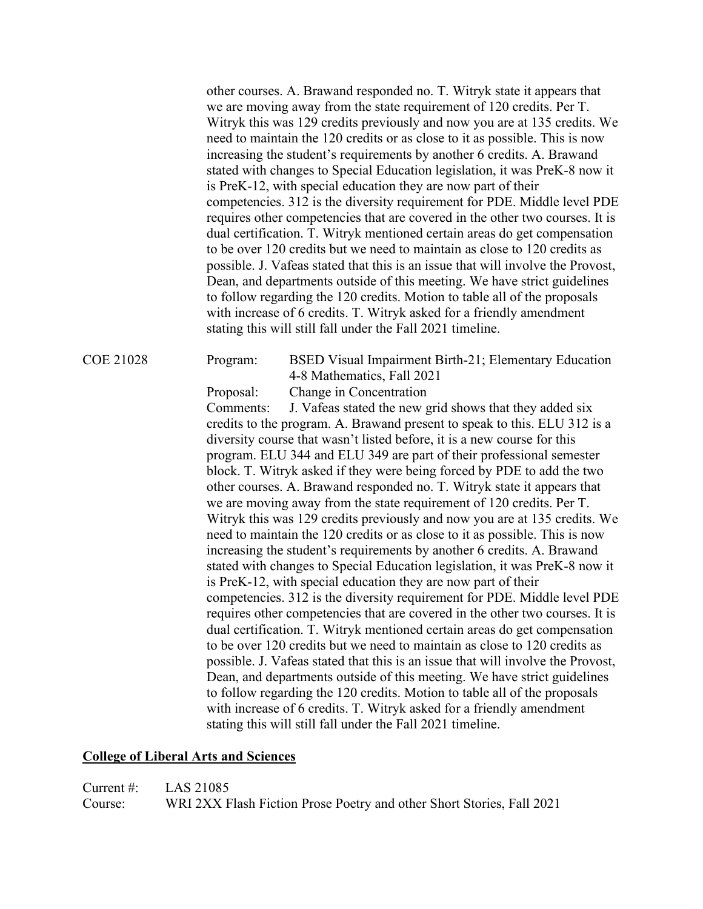other courses. A. Brawand responded no. T. Witryk state it appears that we are moving away from the state requirement of 120 credits. Per T. Witryk this was 129 credits previously and now you are at 135 credits. We need to maintain the 120 credits or as close to it as possible. This is now increasing the student's requirements by another 6 credits. A. Brawand stated with changes to Special Education legislation, it was PreK-8 now it is PreK-12, with special education they are now part of their competencies. 312 is the diversity requirement for PDE. Middle level PDE requires other competencies that are covered in the other two courses. It is dual certification. T. Witryk mentioned certain areas do get compensation to be over 120 credits but we need to maintain as close to 120 credits as possible. J. Vafeas stated that this is an issue that will involve the Provost, Dean, and departments outside of this meeting. We have strict guidelines to follow regarding the 120 credits. Motion to table all of the proposals with increase of 6 credits. T. Witryk asked for a friendly amendment stating this will still fall under the Fall 2021 timeline.

COE 21028

Program: BSED Visual Impairment Birth-21; Elementary Education 4-8 Mathematics, Fall 2021

Proposal: Change in Concentration

Comments: J. Vafeas stated the new grid shows that they added six credits to the program. A. Brawand present to speak to this. ELU 312 is a diversity course that wasn't listed before, it is a new course for this program. ELU 344 and ELU 349 are part of their professional semester block. T. Witryk asked if they were being forced by PDE to add the two other courses. A. Brawand responded no. T. Witryk state it appears that we are moving away from the state requirement of 120 credits. Per T. Witryk this was 129 credits previously and now you are at 135 credits. We need to maintain the 120 credits or as close to it as possible. This is now increasing the student's requirements by another 6 credits. A. Brawand stated with changes to Special Education legislation, it was PreK-8 now it is PreK-12, with special education they are now part of their competencies. 312 is the diversity requirement for PDE. Middle level PDE requires other competencies that are covered in the other two courses. It is dual certification. T. Witryk mentioned certain areas do get compensation to be over 120 credits but we need to maintain as close to 120 credits as possible. J. Vafeas stated that this is an issue that will involve the Provost, Dean, and departments outside of this meeting. We have strict guidelines to follow regarding the 120 credits. Motion to table all of the proposals with increase of 6 credits. T. Witryk asked for a friendly amendment stating this will still fall under the Fall 2021 timeline.

## College of Liberal Arts and Sciences

Current #: LAS 21085

Course: WRI 2XX Flash Fiction Prose Poetry and other Short Stories, Fall 2021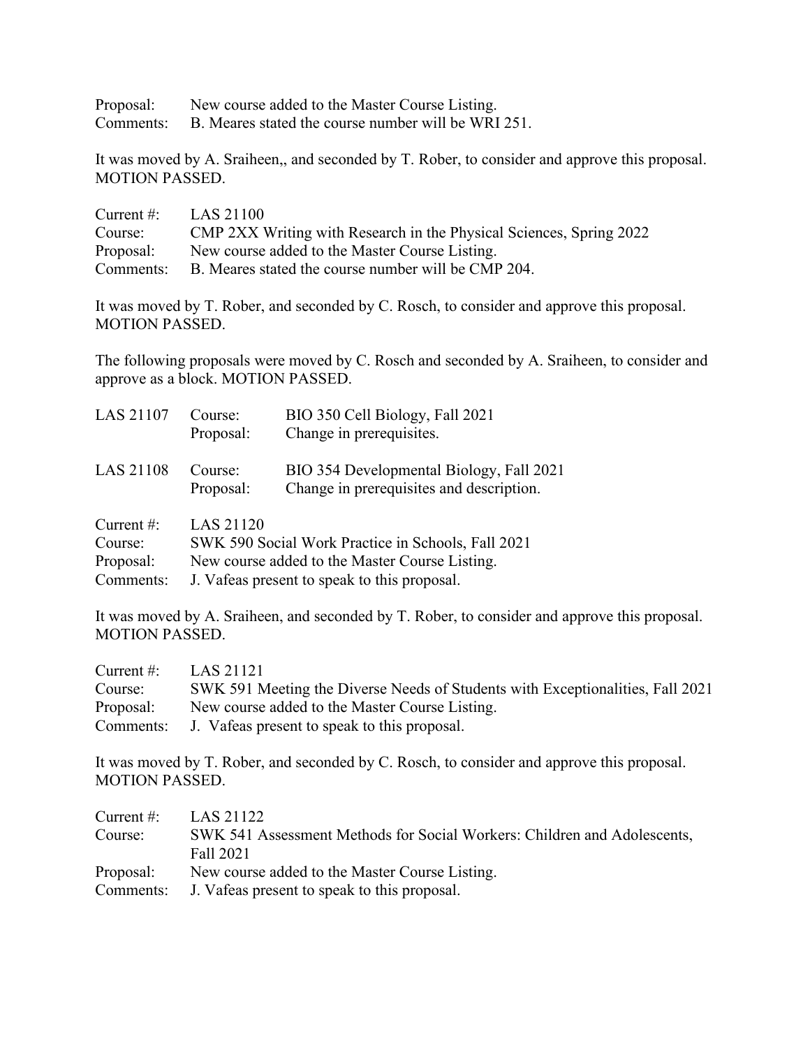Proposal: New course added to the Master Course Listing.
Comments: B. Meares stated the course number will be WRI 251.

It was moved by A. Sraiheen,, and seconded by T. Rober, to consider and approve this proposal. MOTION PASSED.

Current #: LAS 21100
Course: CMP 2XX Writing with Research in the Physical Sciences, Spring 2022
Proposal: New course added to the Master Course Listing.
Comments: B. Meares stated the course number will be CMP 204.

It was moved by T. Rober, and seconded by C. Rosch, to consider and approve this proposal. MOTION PASSED.

The following proposals were moved by C. Rosch and seconded by A. Sraiheen, to consider and approve as a block. MOTION PASSED.

LAS 21107 Course: BIO 350 Cell Biology, Fall 2021
Proposal: Change in prerequisites.

LAS 21108 Course: BIO 354 Developmental Biology, Fall 2021
Proposal: Change in prerequisites and description.

Current #: LAS 21120
Course: SWK 590 Social Work Practice in Schools, Fall 2021
Proposal: New course added to the Master Course Listing.
Comments: J. Vafeas present to speak to this proposal.

It was moved by A. Sraiheen, and seconded by T. Rober, to consider and approve this proposal. MOTION PASSED.

Current #: LAS 21121
Course: SWK 591 Meeting the Diverse Needs of Students with Exceptionalities, Fall 2021
Proposal: New course added to the Master Course Listing.
Comments: J. Vafeas present to speak to this proposal.

It was moved by T. Rober, and seconded by C. Rosch, to consider and approve this proposal. MOTION PASSED.

Current #: LAS 21122
Course: SWK 541 Assessment Methods for Social Workers: Children and Adolescents, Fall 2021
Proposal: New course added to the Master Course Listing.
Comments: J. Vafeas present to speak to this proposal.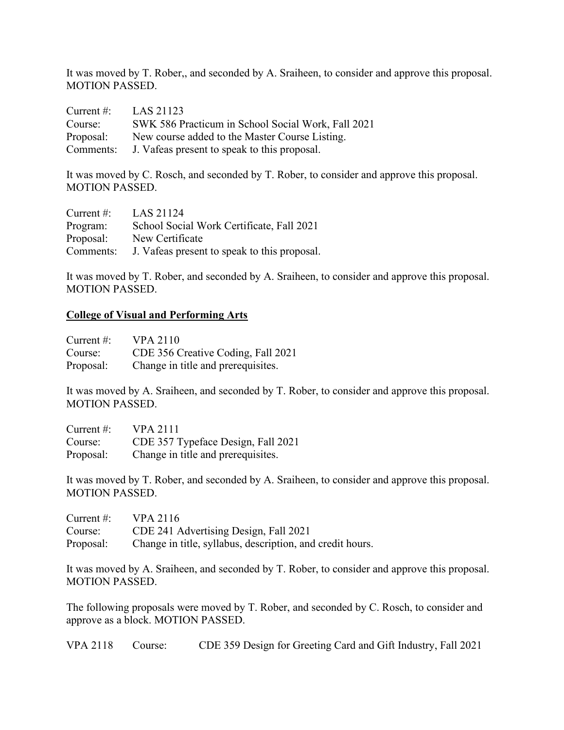It was moved by T. Rober,, and seconded by A. Sraiheen, to consider and approve this proposal. MOTION PASSED.

Current #: LAS 21123
Course: SWK 586 Practicum in School Social Work, Fall 2021
Proposal: New course added to the Master Course Listing.
Comments: J. Vafeas present to speak to this proposal.

It was moved by C. Rosch, and seconded by T. Rober, to consider and approve this proposal. MOTION PASSED.

Current #: LAS 21124
Program: School Social Work Certificate, Fall 2021
Proposal: New Certificate
Comments: J. Vafeas present to speak to this proposal.

It was moved by T. Rober, and seconded by A. Sraiheen, to consider and approve this proposal. MOTION PASSED.

**College of Visual and Performing Arts**

Current #: VPA 2110
Course: CDE 356 Creative Coding, Fall 2021
Proposal: Change in title and prerequisites.

It was moved by A. Sraiheen, and seconded by T. Rober, to consider and approve this proposal. MOTION PASSED.

Current #: VPA 2111
Course: CDE 357 Typeface Design, Fall 2021
Proposal: Change in title and prerequisites.

It was moved by T. Rober, and seconded by A. Sraiheen, to consider and approve this proposal. MOTION PASSED.

Current #: VPA 2116
Course: CDE 241 Advertising Design, Fall 2021
Proposal: Change in title, syllabus, description, and credit hours.

It was moved by A. Sraiheen, and seconded by T. Rober, to consider and approve this proposal. MOTION PASSED.

The following proposals were moved by T. Rober, and seconded by C. Rosch, to consider and approve as a block. MOTION PASSED.

VPA 2118 Course: CDE 359 Design for Greeting Card and Gift Industry, Fall 2021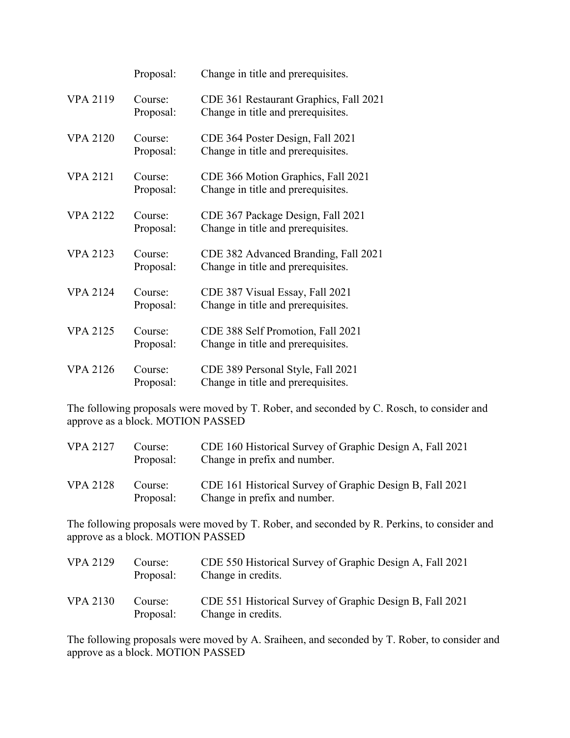| | | |
|---|---|---|
| | Proposal: | Change in title and prerequisites. |
| VPA 2119 | Course:<br>Proposal: | CDE 361 Restaurant Graphics, Fall 2021<br>Change in title and prerequisites. |
| VPA 2120 | Course:<br>Proposal: | CDE 364 Poster Design, Fall 2021<br>Change in title and prerequisites. |
| VPA 2121 | Course:<br>Proposal: | CDE 366 Motion Graphics, Fall 2021<br>Change in title and prerequisites. |
| VPA 2122 | Course:<br>Proposal: | CDE 367 Package Design, Fall 2021<br>Change in title and prerequisites. |
| VPA 2123 | Course:<br>Proposal: | CDE 382 Advanced Branding, Fall 2021<br>Change in title and prerequisites. |
| VPA 2124 | Course:<br>Proposal: | CDE 387 Visual Essay, Fall 2021<br>Change in title and prerequisites. |
| VPA 2125 | Course:<br>Proposal: | CDE 388 Self Promotion, Fall 2021<br>Change in title and prerequisites. |
| VPA 2126 | Course:<br>Proposal: | CDE 389 Personal Style, Fall 2021<br>Change in title and prerequisites. |

The following proposals were moved by T. Rober, and seconded by C. Rosch, to consider and approve as a block. MOTION PASSED

| | | |
|---|---|---|
| VPA 2127 | Course:<br>Proposal: | CDE 160 Historical Survey of Graphic Design A, Fall 2021<br>Change in prefix and number. |
| VPA 2128 | Course:<br>Proposal: | CDE 161 Historical Survey of Graphic Design B, Fall 2021<br>Change in prefix and number. |

The following proposals were moved by T. Rober, and seconded by R. Perkins, to consider and approve as a block. MOTION PASSED

| | | |
|---|---|---|
| VPA 2129 | Course:<br>Proposal: | CDE 550 Historical Survey of Graphic Design A, Fall 2021<br>Change in credits. |
| VPA 2130 | Course:<br>Proposal: | CDE 551 Historical Survey of Graphic Design B, Fall 2021<br>Change in credits. |

The following proposals were moved by A. Sraiheen, and seconded by T. Rober, to consider and approve as a block. MOTION PASSED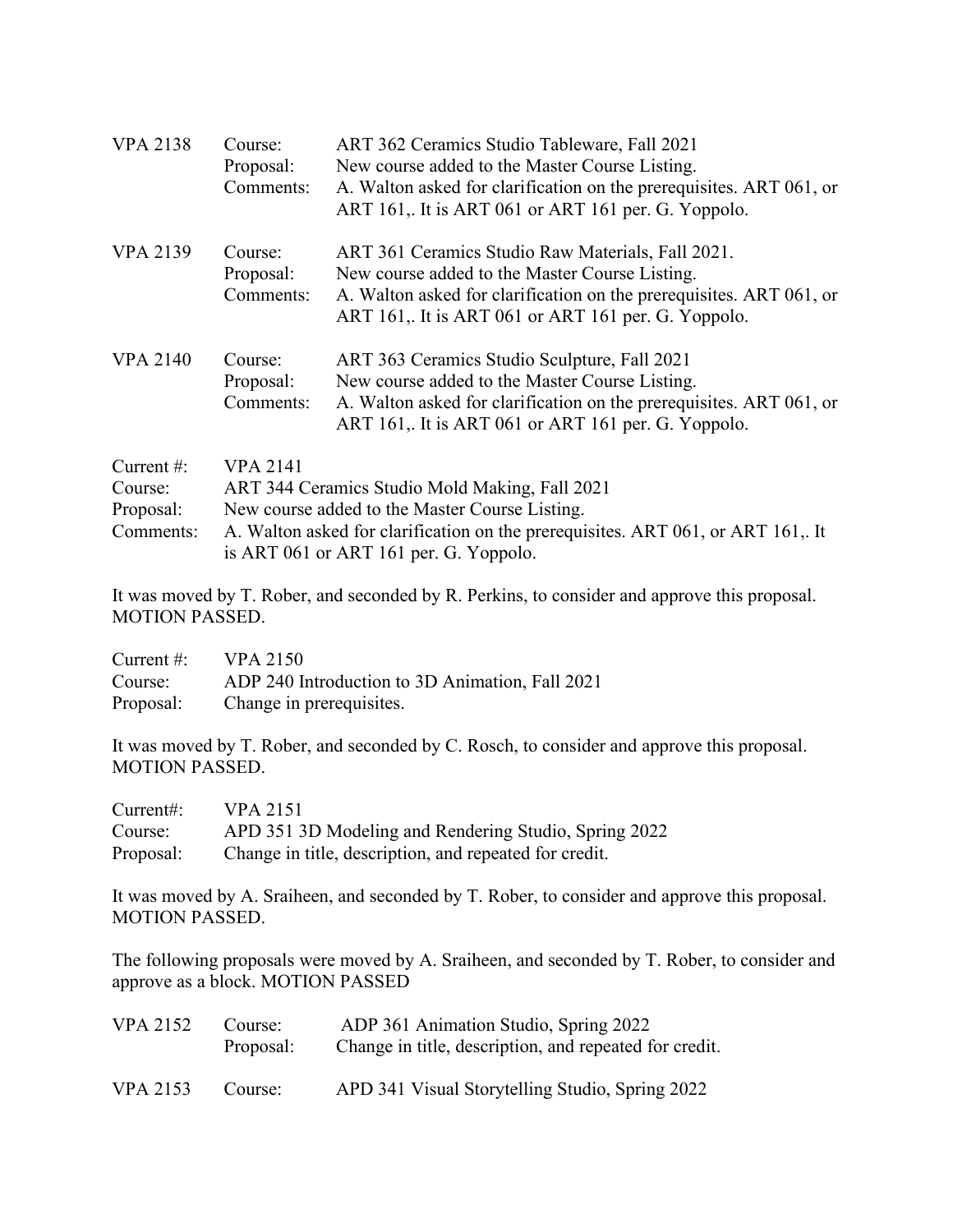| | | |
|---|---|---|
| VPA 2138 | Course: | ART 362 Ceramics Studio Tableware, Fall 2021 |
| | Proposal: | New course added to the Master Course Listing. |
| | Comments: | A. Walton asked for clarification on the prerequisites. ART 061, or ART 161,. It is ART 061 or ART 161 per. G. Yoppolo. |
| VPA 2139 | Course: | ART 361 Ceramics Studio Raw Materials, Fall 2021. |
| | Proposal: | New course added to the Master Course Listing. |
| | Comments: | A. Walton asked for clarification on the prerequisites. ART 061, or ART 161,. It is ART 061 or ART 161 per. G. Yoppolo. |
| VPA 2140 | Course: | ART 363 Ceramics Studio Sculpture, Fall 2021 |
| | Proposal: | New course added to the Master Course Listing. |
| | Comments: | A. Walton asked for clarification on the prerequisites. ART 061, or ART 161,. It is ART 061 or ART 161 per. G. Yoppolo. |

Current #: VPA 2141
Course: ART 344 Ceramics Studio Mold Making, Fall 2021
Proposal: New course added to the Master Course Listing.
Comments: A. Walton asked for clarification on the prerequisites. ART 061, or ART 161,. It is ART 061 or ART 161 per. G. Yoppolo.

It was moved by T. Rober, and seconded by R. Perkins, to consider and approve this proposal. MOTION PASSED.

Current #: VPA 2150
Course: ADP 240 Introduction to 3D Animation, Fall 2021
Proposal: Change in prerequisites.

It was moved by T. Rober, and seconded by C. Rosch, to consider and approve this proposal. MOTION PASSED.

Current#: VPA 2151
Course: APD 351 3D Modeling and Rendering Studio, Spring 2022
Proposal: Change in title, description, and repeated for credit.

It was moved by A. Sraiheen, and seconded by T. Rober, to consider and approve this proposal. MOTION PASSED.

The following proposals were moved by A. Sraiheen, and seconded by T. Rober, to consider and approve as a block. MOTION PASSED

| | | |
|---|---|---|
| VPA 2152 | Course: | ADP 361 Animation Studio, Spring 2022 |
| | Proposal: | Change in title, description, and repeated for credit. |
| VPA 2153 | Course: | APD 341 Visual Storytelling Studio, Spring 2022 |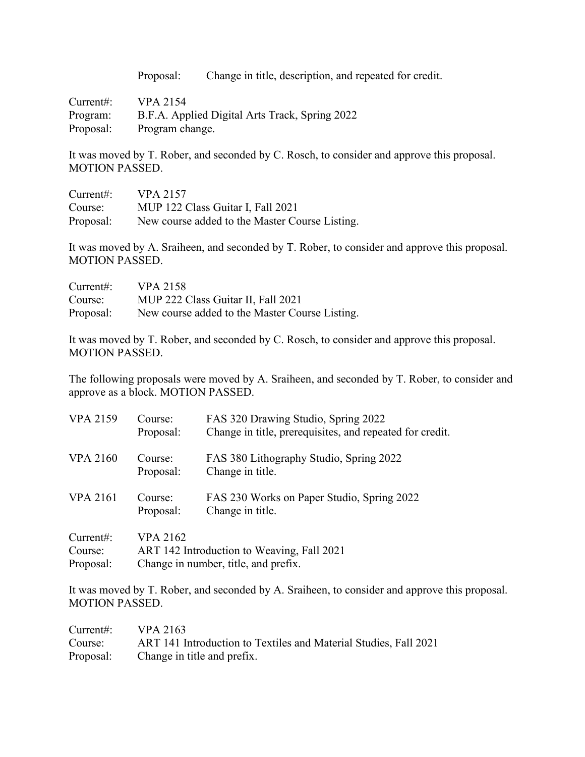Proposal: Change in title, description, and repeated for credit.

Current#: VPA 2154
Program: B.F.A. Applied Digital Arts Track, Spring 2022
Proposal: Program change.

It was moved by T. Rober, and seconded by C. Rosch, to consider and approve this proposal. MOTION PASSED.

Current#: VPA 2157
Course: MUP 122 Class Guitar I, Fall 2021
Proposal: New course added to the Master Course Listing.

It was moved by A. Sraiheen, and seconded by T. Rober, to consider and approve this proposal. MOTION PASSED.

Current#: VPA 2158
Course: MUP 222 Class Guitar II, Fall 2021
Proposal: New course added to the Master Course Listing.

It was moved by T. Rober, and seconded by C. Rosch, to consider and approve this proposal. MOTION PASSED.

The following proposals were moved by A. Sraiheen, and seconded by T. Rober, to consider and approve as a block. MOTION PASSED.

VPA 2159 Course: FAS 320 Drawing Studio, Spring 2022
Proposal: Change in title, prerequisites, and repeated for credit.

VPA 2160 Course: FAS 380 Lithography Studio, Spring 2022
Proposal: Change in title.

VPA 2161 Course: FAS 230 Works on Paper Studio, Spring 2022
Proposal: Change in title.

Current#: VPA 2162
Course: ART 142 Introduction to Weaving, Fall 2021
Proposal: Change in number, title, and prefix.

It was moved by T. Rober, and seconded by A. Sraiheen, to consider and approve this proposal. MOTION PASSED.

Current#: VPA 2163
Course: ART 141 Introduction to Textiles and Material Studies, Fall 2021
Proposal: Change in title and prefix.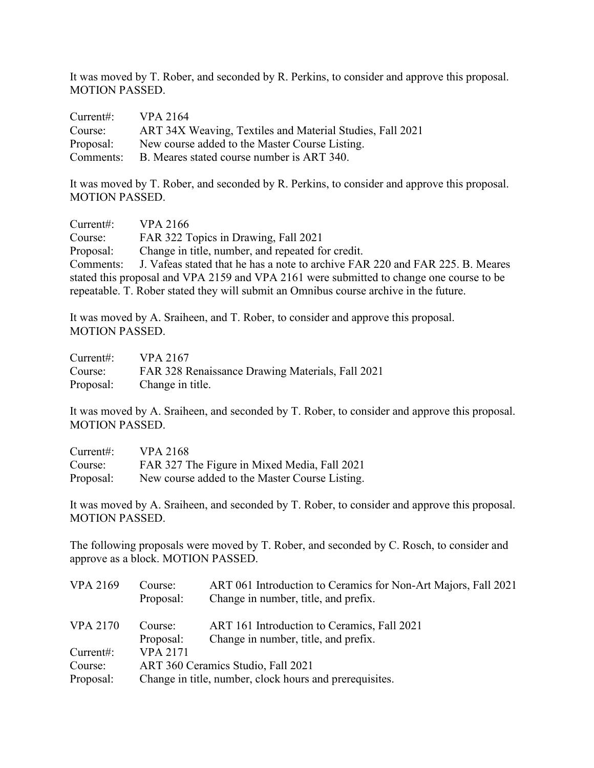It was moved by T. Rober, and seconded by R. Perkins, to consider and approve this proposal. MOTION PASSED.

| | |
|---|---|
| Current#: | VPA 2164 |
| Course: | ART 34X Weaving, Textiles and Material Studies, Fall 2021 |
| Proposal: | New course added to the Master Course Listing. |
| Comments: | B. Meares stated course number is ART 340. |

It was moved by T. Rober, and seconded by R. Perkins, to consider and approve this proposal. MOTION PASSED.

| | |
|---|---|
| Current#: | VPA 2166 |
| Course: | FAR 322 Topics in Drawing, Fall 2021 |
| Proposal: | Change in title, number, and repeated for credit. |

Comments: J. Vafeas stated that he has a note to archive FAR 220 and FAR 225. B. Meares stated this proposal and VPA 2159 and VPA 2161 were submitted to change one course to be repeatable. T. Rober stated they will submit an Omnibus course archive in the future.

It was moved by A. Sraiheen, and T. Rober, to consider and approve this proposal. MOTION PASSED.

| | |
|---|---|
| Current#: | VPA 2167 |
| Course: | FAR 328 Renaissance Drawing Materials, Fall 2021 |
| Proposal: | Change in title. |

It was moved by A. Sraiheen, and seconded by T. Rober, to consider and approve this proposal. MOTION PASSED.

| | |
|---|---|
| Current#: | VPA 2168 |
| Course: | FAR 327 The Figure in Mixed Media, Fall 2021 |
| Proposal: | New course added to the Master Course Listing. |

It was moved by A. Sraiheen, and seconded by T. Rober, to consider and approve this proposal. MOTION PASSED.

The following proposals were moved by T. Rober, and seconded by C. Rosch, to consider and approve as a block. MOTION PASSED.

| | | |
|---|---|---|
| VPA 2169 | Course: | ART 061 Introduction to Ceramics for Non-Art Majors, Fall 2021 |
| | Proposal: | Change in number, title, and prefix. |
| VPA 2170 | Course: | ART 161 Introduction to Ceramics, Fall 2021 |
| | Proposal: | Change in number, title, and prefix. |

| | |
|---|---|
| Current#: | VPA 2171 |
| Course: | ART 360 Ceramics Studio, Fall 2021 |
| Proposal: | Change in title, number, clock hours and prerequisites. |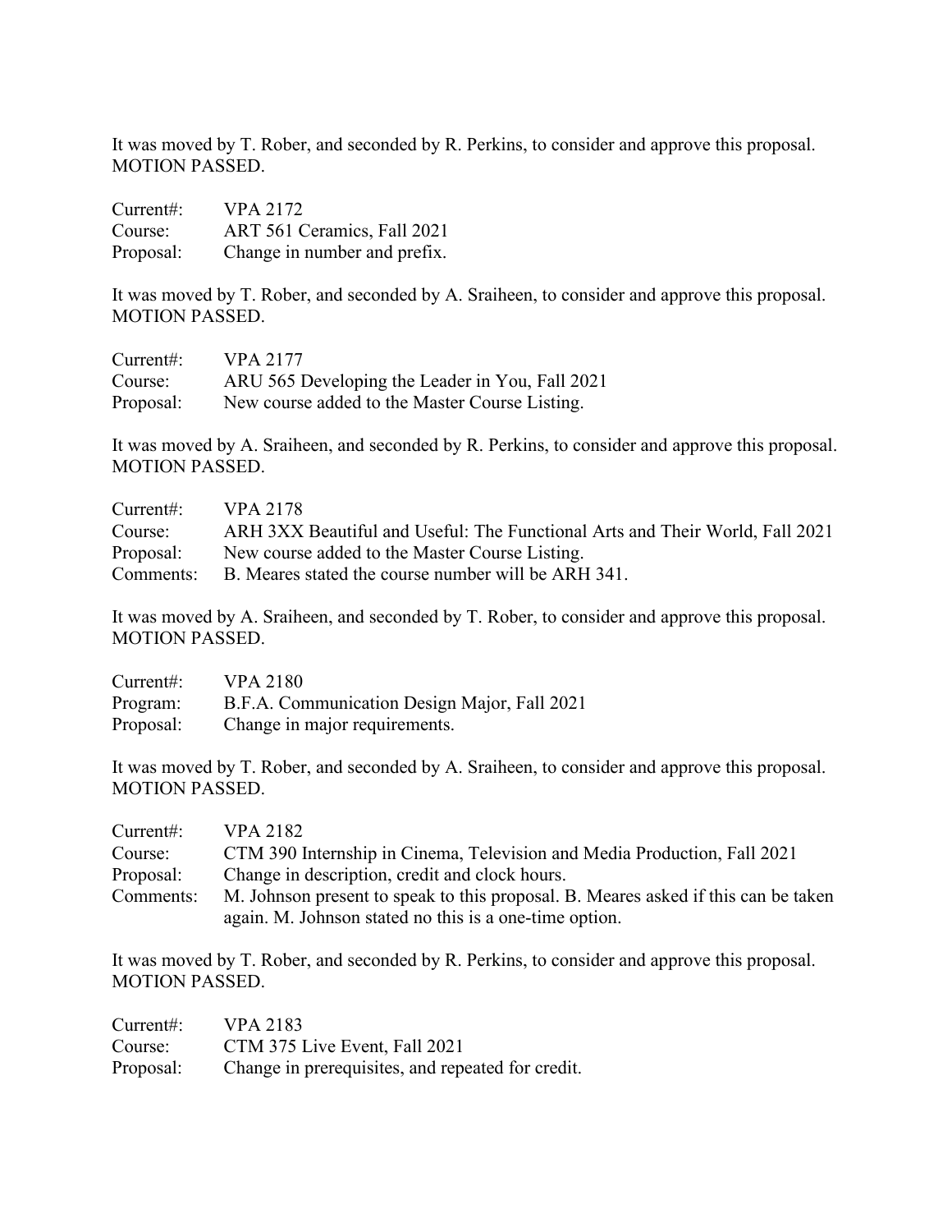It was moved by T. Rober, and seconded by R. Perkins, to consider and approve this proposal. MOTION PASSED.

Current#: VPA 2172
Course: ART 561 Ceramics, Fall 2021
Proposal: Change in number and prefix.

It was moved by T. Rober, and seconded by A. Sraiheen, to consider and approve this proposal. MOTION PASSED.

Current#: VPA 2177
Course: ARU 565 Developing the Leader in You, Fall 2021
Proposal: New course added to the Master Course Listing.

It was moved by A. Sraiheen, and seconded by R. Perkins, to consider and approve this proposal. MOTION PASSED.

Current#: VPA 2178
Course: ARH 3XX Beautiful and Useful: The Functional Arts and Their World, Fall 2021
Proposal: New course added to the Master Course Listing.
Comments: B. Meares stated the course number will be ARH 341.

It was moved by A. Sraiheen, and seconded by T. Rober, to consider and approve this proposal. MOTION PASSED.

Current#: VPA 2180
Program: B.F.A. Communication Design Major, Fall 2021
Proposal: Change in major requirements.

It was moved by T. Rober, and seconded by A. Sraiheen, to consider and approve this proposal. MOTION PASSED.

Current#: VPA 2182
Course: CTM 390 Internship in Cinema, Television and Media Production, Fall 2021
Proposal: Change in description, credit and clock hours.
Comments: M. Johnson present to speak to this proposal. B. Meares asked if this can be taken again. M. Johnson stated no this is a one-time option.

It was moved by T. Rober, and seconded by R. Perkins, to consider and approve this proposal. MOTION PASSED.

Current#: VPA 2183
Course: CTM 375 Live Event, Fall 2021
Proposal: Change in prerequisites, and repeated for credit.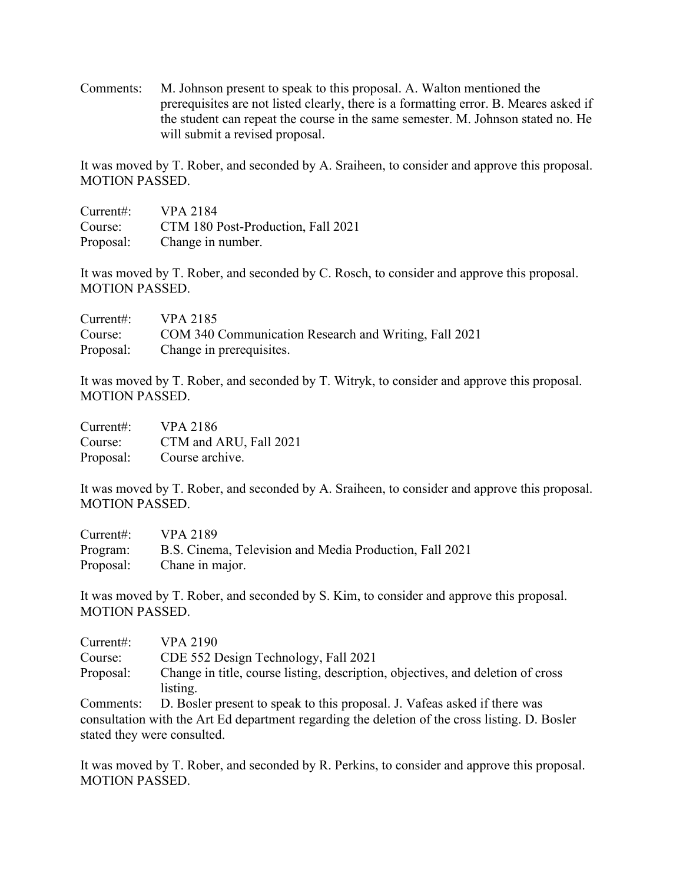Comments: M. Johnson present to speak to this proposal. A. Walton mentioned the prerequisites are not listed clearly, there is a formatting error. B. Meares asked if the student can repeat the course in the same semester. M. Johnson stated no. He will submit a revised proposal.

It was moved by T. Rober, and seconded by A. Sraiheen, to consider and approve this proposal. MOTION PASSED.

Current#: VPA 2184
Course: CTM 180 Post-Production, Fall 2021
Proposal: Change in number.

It was moved by T. Rober, and seconded by C. Rosch, to consider and approve this proposal. MOTION PASSED.

Current#: VPA 2185
Course: COM 340 Communication Research and Writing, Fall 2021
Proposal: Change in prerequisites.

It was moved by T. Rober, and seconded by T. Witryk, to consider and approve this proposal. MOTION PASSED.

Current#: VPA 2186
Course: CTM and ARU, Fall 2021
Proposal: Course archive.

It was moved by T. Rober, and seconded by A. Sraiheen, to consider and approve this proposal. MOTION PASSED.

Current#: VPA 2189
Program: B.S. Cinema, Television and Media Production, Fall 2021
Proposal: Chane in major.

It was moved by T. Rober, and seconded by S. Kim, to consider and approve this proposal. MOTION PASSED.

Current#: VPA 2190
Course: CDE 552 Design Technology, Fall 2021
Proposal: Change in title, course listing, description, objectives, and deletion of cross listing.
Comments: D. Bosler present to speak to this proposal. J. Vafeas asked if there was consultation with the Art Ed department regarding the deletion of the cross listing. D. Bosler stated they were consulted.

It was moved by T. Rober, and seconded by R. Perkins, to consider and approve this proposal. MOTION PASSED.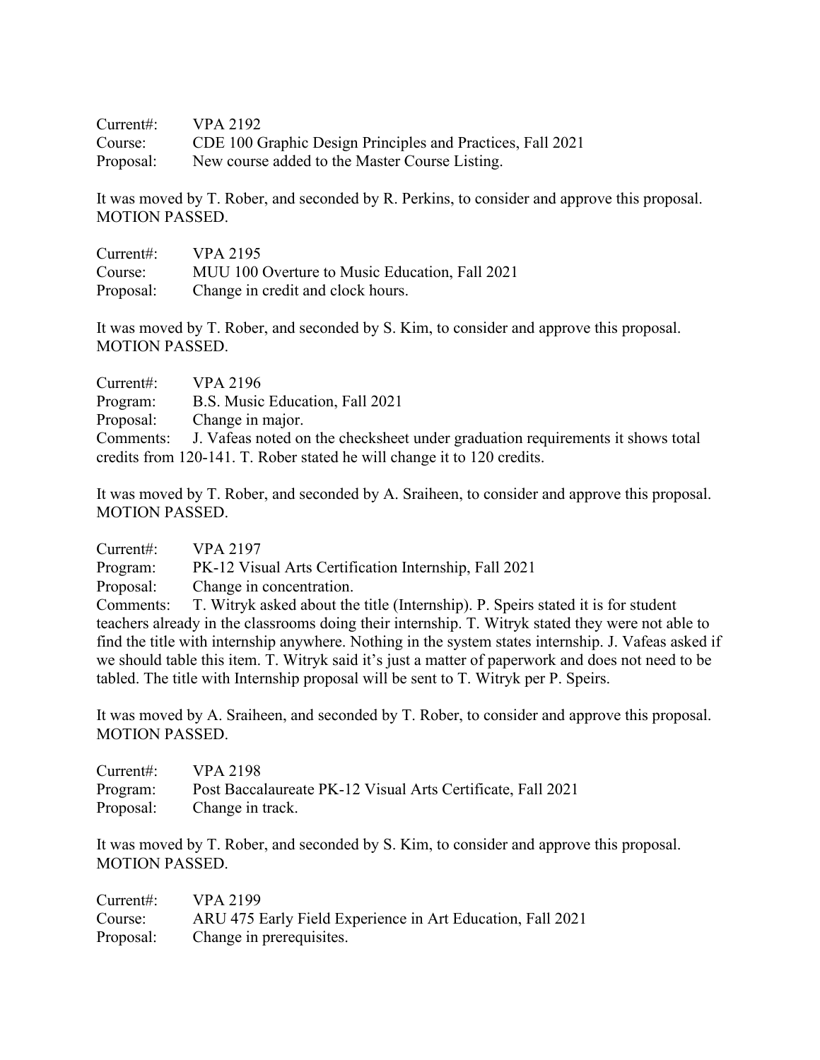Current#: VPA 2192
Course: CDE 100 Graphic Design Principles and Practices, Fall 2021
Proposal: New course added to the Master Course Listing.

It was moved by T. Rober, and seconded by R. Perkins, to consider and approve this proposal. MOTION PASSED.

Current#: VPA 2195
Course: MUU 100 Overture to Music Education, Fall 2021
Proposal: Change in credit and clock hours.

It was moved by T. Rober, and seconded by S. Kim, to consider and approve this proposal. MOTION PASSED.

Current#: VPA 2196
Program: B.S. Music Education, Fall 2021
Proposal: Change in major.
Comments: J. Vafeas noted on the checksheet under graduation requirements it shows total credits from 120-141. T. Rober stated he will change it to 120 credits.

It was moved by T. Rober, and seconded by A. Sraiheen, to consider and approve this proposal. MOTION PASSED.

Current#: VPA 2197
Program: PK-12 Visual Arts Certification Internship, Fall 2021
Proposal: Change in concentration.
Comments: T. Witryk asked about the title (Internship). P. Speirs stated it is for student teachers already in the classrooms doing their internship. T. Witryk stated they were not able to find the title with internship anywhere. Nothing in the system states internship. J. Vafeas asked if we should table this item. T. Witryk said it's just a matter of paperwork and does not need to be tabled. The title with Internship proposal will be sent to T. Witryk per P. Speirs.

It was moved by A. Sraiheen, and seconded by T. Rober, to consider and approve this proposal. MOTION PASSED.

Current#: VPA 2198
Program: Post Baccalaureate PK-12 Visual Arts Certificate, Fall 2021
Proposal: Change in track.

It was moved by T. Rober, and seconded by S. Kim, to consider and approve this proposal. MOTION PASSED.

Current#: VPA 2199
Course: ARU 475 Early Field Experience in Art Education, Fall 2021
Proposal: Change in prerequisites.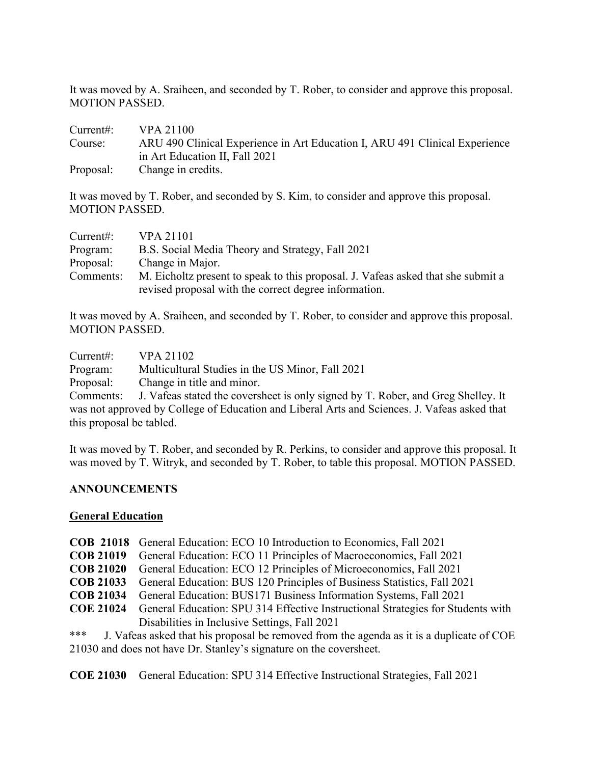It was moved by A. Sraiheen, and seconded by T. Rober, to consider and approve this proposal. MOTION PASSED.

Current#: VPA 21100
Course: ARU 490 Clinical Experience in Art Education I, ARU 491 Clinical Experience in Art Education II, Fall 2021
Proposal: Change in credits.

It was moved by T. Rober, and seconded by S. Kim, to consider and approve this proposal. MOTION PASSED.

Current#: VPA 21101
Program: B.S. Social Media Theory and Strategy, Fall 2021
Proposal: Change in Major.
Comments: M. Eicholtz present to speak to this proposal. J. Vafeas asked that she submit a revised proposal with the correct degree information.

It was moved by A. Sraiheen, and seconded by T. Rober, to consider and approve this proposal. MOTION PASSED.

Current#: VPA 21102
Program: Multicultural Studies in the US Minor, Fall 2021
Proposal: Change in title and minor.
Comments: J. Vafeas stated the coversheet is only signed by T. Rober, and Greg Shelley. It was not approved by College of Education and Liberal Arts and Sciences. J. Vafeas asked that this proposal be tabled.

It was moved by T. Rober, and seconded by R. Perkins, to consider and approve this proposal. It was moved by T. Witryk, and seconded by T. Rober, to table this proposal. MOTION PASSED.

## ANNOUNCEMENTS

### General Education

**COB 21018** General Education: ECO 10 Introduction to Economics, Fall 2021
**COB 21019** General Education: ECO 11 Principles of Macroeconomics, Fall 2021
**COB 21020** General Education: ECO 12 Principles of Microeconomics, Fall 2021
**COB 21033** General Education: BUS 120 Principles of Business Statistics, Fall 2021
**COB 21034** General Education: BUS171 Business Information Systems, Fall 2021
**COE 21024** General Education: SPU 314 Effective Instructional Strategies for Students with Disabilities in Inclusive Settings, Fall 2021

*** J. Vafeas asked that his proposal be removed from the agenda as it is a duplicate of COE 21030 and does not have Dr. Stanley's signature on the coversheet.

**COE 21030** General Education: SPU 314 Effective Instructional Strategies, Fall 2021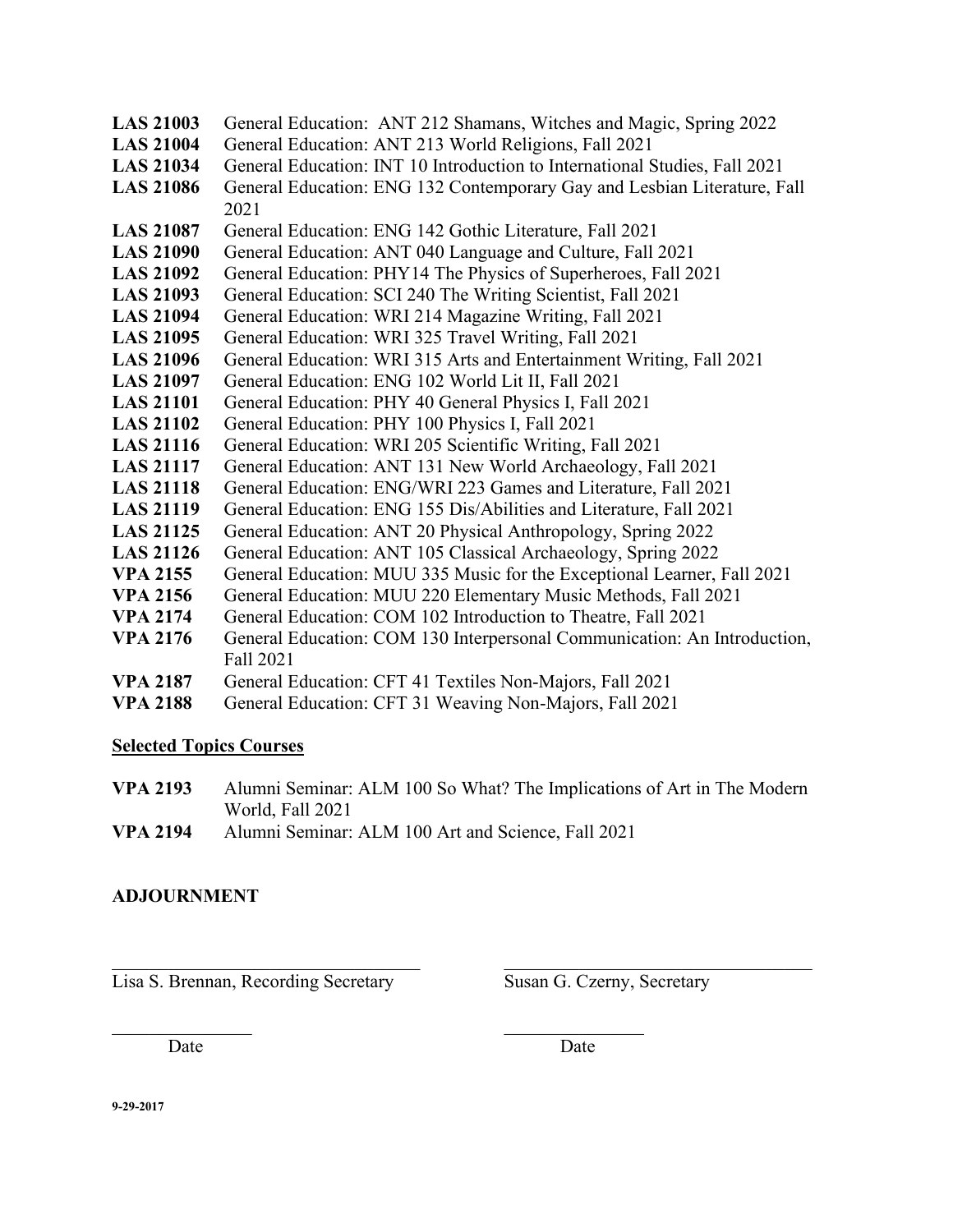**LAS 21003** General Education: ANT 212 Shamans, Witches and Magic, Spring 2022
**LAS 21004** General Education: ANT 213 World Religions, Fall 2021
**LAS 21034** General Education: INT 10 Introduction to International Studies, Fall 2021
**LAS 21086** General Education: ENG 132 Contemporary Gay and Lesbian Literature, Fall 2021
**LAS 21087** General Education: ENG 142 Gothic Literature, Fall 2021
**LAS 21090** General Education: ANT 040 Language and Culture, Fall 2021
**LAS 21092** General Education: PHY14 The Physics of Superheroes, Fall 2021
**LAS 21093** General Education: SCI 240 The Writing Scientist, Fall 2021
**LAS 21094** General Education: WRI 214 Magazine Writing, Fall 2021
**LAS 21095** General Education: WRI 325 Travel Writing, Fall 2021
**LAS 21096** General Education: WRI 315 Arts and Entertainment Writing, Fall 2021
**LAS 21097** General Education: ENG 102 World Lit II, Fall 2021
**LAS 21101** General Education: PHY 40 General Physics I, Fall 2021
**LAS 21102** General Education: PHY 100 Physics I, Fall 2021
**LAS 21116** General Education: WRI 205 Scientific Writing, Fall 2021
**LAS 21117** General Education: ANT 131 New World Archaeology, Fall 2021
**LAS 21118** General Education: ENG/WRI 223 Games and Literature, Fall 2021
**LAS 21119** General Education: ENG 155 Dis/Abilities and Literature, Fall 2021
**LAS 21125** General Education: ANT 20 Physical Anthropology, Spring 2022
**LAS 21126** General Education: ANT 105 Classical Archaeology, Spring 2022
**VPA 2155** General Education: MUU 335 Music for the Exceptional Learner, Fall 2021
**VPA 2156** General Education: MUU 220 Elementary Music Methods, Fall 2021
**VPA 2174** General Education: COM 102 Introduction to Theatre, Fall 2021
**VPA 2176** General Education: COM 130 Interpersonal Communication: An Introduction, Fall 2021
**VPA 2187** General Education: CFT 41 Textiles Non-Majors, Fall 2021
**VPA 2188** General Education: CFT 31 Weaving Non-Majors, Fall 2021

**Selected Topics Courses**

**VPA 2193** Alumni Seminar: ALM 100 So What? The Implications of Art in The Modern World, Fall 2021
**VPA 2194** Alumni Seminar: ALM 100 Art and Science, Fall 2021

**ADJOURNMENT**

\_\_\_\_\_\_\_\_\_\_\_\_\_\_\_\_\_\_\_\_\_\_\_\_\_\_\_\_\_\_\_\_
Lisa S. Brennan, Recording Secretary

\_\_\_\_\_\_\_\_\_\_\_\_\_\_\_\_
Date

\_\_\_\_\_\_\_\_\_\_\_\_\_\_\_\_\_\_\_\_\_\_\_\_\_\_\_\_\_\_\_\_
Susan G. Czerny, Secretary

\_\_\_\_\_\_\_\_\_\_\_\_\_\_\_\_
Date

9-29-2017